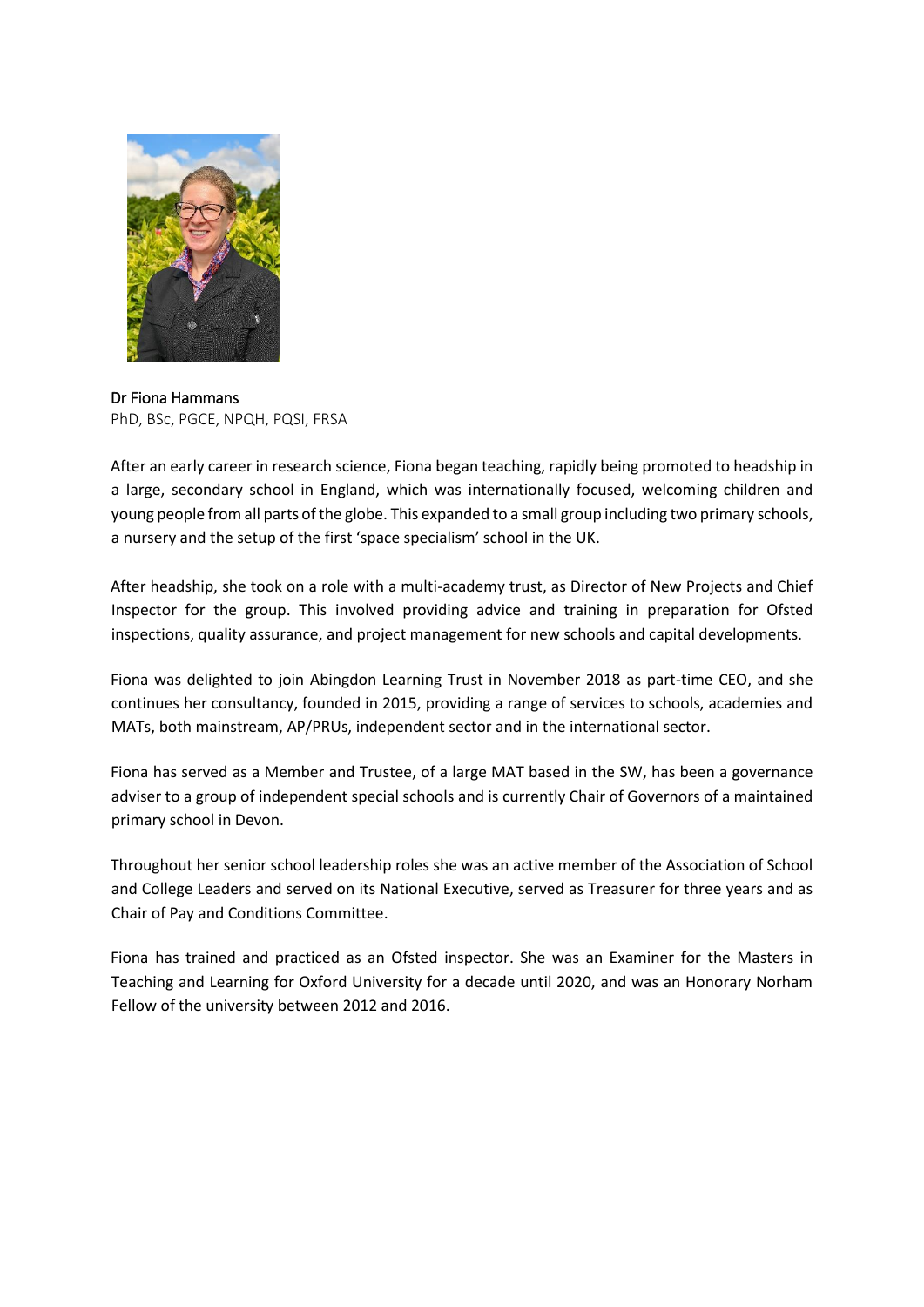Dr Fiona Hammans
PhD, BSc, PGCE, NPQH, PQSI, FRSA

After an early career in research science, Fiona began teaching, rapidly being promoted to headship in a large, secondary school in England, which was internationally focused, welcoming children and young people from all parts of the globe. This expanded to a small group including two primary schools, a nursery and the setup of the first 'space specialism' school in the UK.

After headship, she took on a role with a multi-academy trust, as Director of New Projects and Chief Inspector for the group. This involved providing advice and training in preparation for Ofsted inspections, quality assurance, and project management for new schools and capital developments.

Fiona was delighted to join Abingdon Learning Trust in November 2018 as part-time CEO, and she continues her consultancy, founded in 2015, providing a range of services to schools, academies and MATs, both mainstream, AP/PRUs, independent sector and in the international sector.

Fiona has served as a Member and Trustee, of a large MAT based in the SW, has been a governance adviser to a group of independent special schools and is currently Chair of Governors of a maintained primary school in Devon.

Throughout her senior school leadership roles she was an active member of the Association of School and College Leaders and served on its National Executive, served as Treasurer for three years and as Chair of Pay and Conditions Committee.

Fiona has trained and practiced as an Ofsted inspector. She was an Examiner for the Masters in Teaching and Learning for Oxford University for a decade until 2020, and was an Honorary Norham Fellow of the university between 2012 and 2016.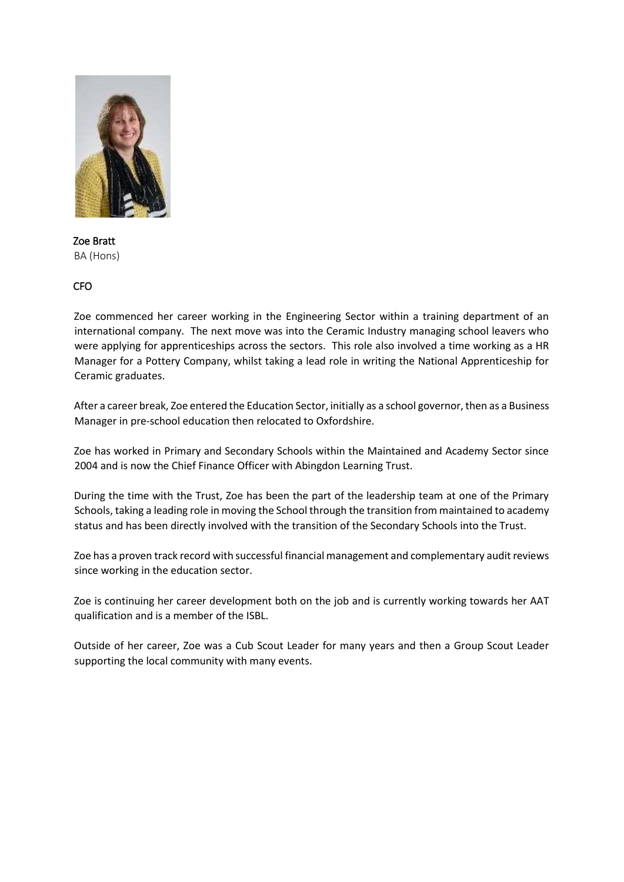Zoe Bratt
BA (Hons)

CFO

Zoe commenced her career working in the Engineering Sector within a training department of an international company. The next move was into the Ceramic Industry managing school leavers who were applying for apprenticeships across the sectors. This role also involved a time working as a HR Manager for a Pottery Company, whilst taking a lead role in writing the National Apprenticeship for Ceramic graduates.

After a career break, Zoe entered the Education Sector, initially as a school governor, then as a Business Manager in pre-school education then relocated to Oxfordshire.

Zoe has worked in Primary and Secondary Schools within the Maintained and Academy Sector since 2004 and is now the Chief Finance Officer with Abingdon Learning Trust.

During the time with the Trust, Zoe has been the part of the leadership team at one of the Primary Schools, taking a leading role in moving the School through the transition from maintained to academy status and has been directly involved with the transition of the Secondary Schools into the Trust.

Zoe has a proven track record with successful financial management and complementary audit reviews since working in the education sector.

Zoe is continuing her career development both on the job and is currently working towards her AAT qualification and is a member of the ISBL.

Outside of her career, Zoe was a Cub Scout Leader for many years and then a Group Scout Leader supporting the local community with many events.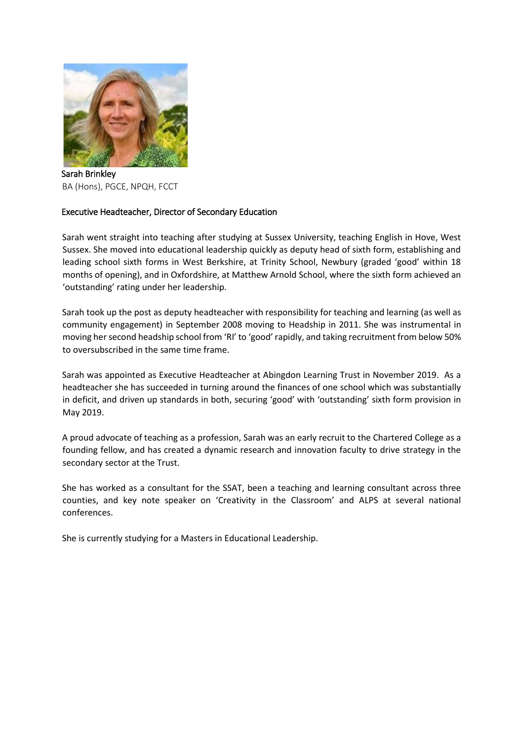Sarah Brinkley
BA (Hons), PGCE, NPQH, FCCT

Executive Headteacher, Director of Secondary Education

Sarah went straight into teaching after studying at Sussex University, teaching English in Hove, West Sussex. She moved into educational leadership quickly as deputy head of sixth form, establishing and leading school sixth forms in West Berkshire, at Trinity School, Newbury (graded 'good' within 18 months of opening), and in Oxfordshire, at Matthew Arnold School, where the sixth form achieved an 'outstanding' rating under her leadership.

Sarah took up the post as deputy headteacher with responsibility for teaching and learning (as well as community engagement) in September 2008 moving to Headship in 2011. She was instrumental in moving her second headship school from 'RI' to 'good' rapidly, and taking recruitment from below 50% to oversubscribed in the same time frame.

Sarah was appointed as Executive Headteacher at Abingdon Learning Trust in November 2019. As a headteacher she has succeeded in turning around the finances of one school which was substantially in deficit, and driven up standards in both, securing 'good' with 'outstanding' sixth form provision in May 2019.

A proud advocate of teaching as a profession, Sarah was an early recruit to the Chartered College as a founding fellow, and has created a dynamic research and innovation faculty to drive strategy in the secondary sector at the Trust.

She has worked as a consultant for the SSAT, been a teaching and learning consultant across three counties, and key note speaker on 'Creativity in the Classroom' and ALPS at several national conferences.

She is currently studying for a Masters in Educational Leadership.